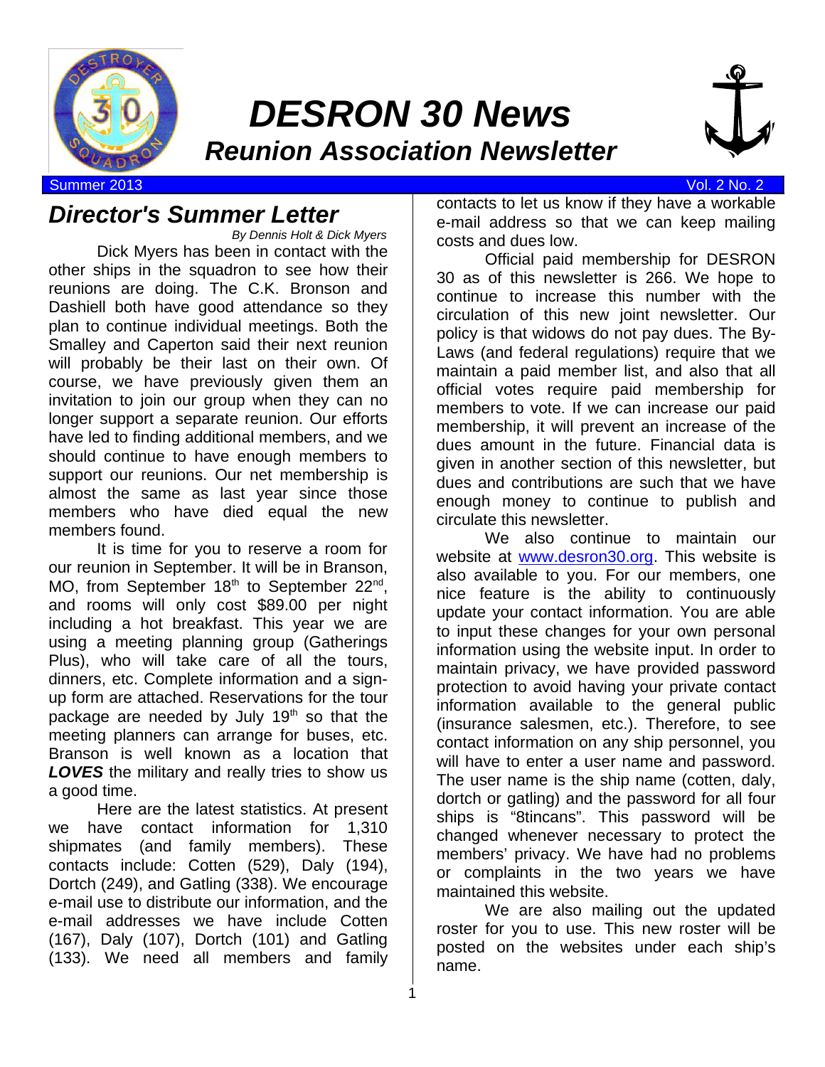# DESRON 30 News

## Reunion Association Newsletter

Summer 2013 Vol. 2 No. 2

## Director's Summer Letter

*By Dennis Holt & Dick Myers*

Dick Myers has been in contact with the other ships in the squadron to see how their reunions are doing. The C.K. Bronson and Dashiell both have good attendance so they plan to continue individual meetings. Both the Smalley and Caperton said their next reunion will probably be their last on their own. Of course, we have previously given them an invitation to join our group when they can no longer support a separate reunion. Our efforts have led to finding additional members, and we should continue to have enough members to support our reunions. Our net membership is almost the same as last year since those members who have died equal the new members found.

It is time for you to reserve a room for our reunion in September. It will be in Branson, MO, from September 18th to September 22nd, and rooms will only cost $89.00 per night including a hot breakfast. This year we are using a meeting planning group (Gatherings Plus), who will take care of all the tours, dinners, etc. Complete information and a sign-up form are attached. Reservations for the tour package are needed by July 19th so that the meeting planners can arrange for buses, etc. Branson is well known as a location that ***LOVES*** the military and really tries to show us a good time.

Here are the latest statistics. At present we have contact information for 1,310 shipmates (and family members). These contacts include: Cotten (529), Daly (194), Dortch (249), and Gatling (338). We encourage e-mail use to distribute our information, and the e-mail addresses we have include Cotten (167), Daly (107), Dortch (101) and Gatling (133). We need all members and family contacts to let us know if they have a workable e-mail address so that we can keep mailing costs and dues low.

Official paid membership for DESRON 30 as of this newsletter is 266. We hope to continue to increase this number with the circulation of this new joint newsletter. Our policy is that widows do not pay dues. The By-Laws (and federal regulations) require that we maintain a paid member list, and also that all official votes require paid membership for members to vote. If we can increase our paid membership, it will prevent an increase of the dues amount in the future. Financial data is given in another section of this newsletter, but dues and contributions are such that we have enough money to continue to publish and circulate this newsletter.

We also continue to maintain our website at www.desron30.org. This website is also available to you. For our members, one nice feature is the ability to continuously update your contact information. You are able to input these changes for your own personal information using the website input. In order to maintain privacy, we have provided password protection to avoid having your private contact information available to the general public (insurance salesmen, etc.). Therefore, to see contact information on any ship personnel, you will have to enter a user name and password. The user name is the ship name (cotten, daly, dortch or gatling) and the password for all four ships is "8tincans". This password will be changed whenever necessary to protect the members' privacy. We have had no problems or complaints in the two years we have maintained this website.

We are also mailing out the updated roster for you to use. This new roster will be posted on the websites under each ship's name.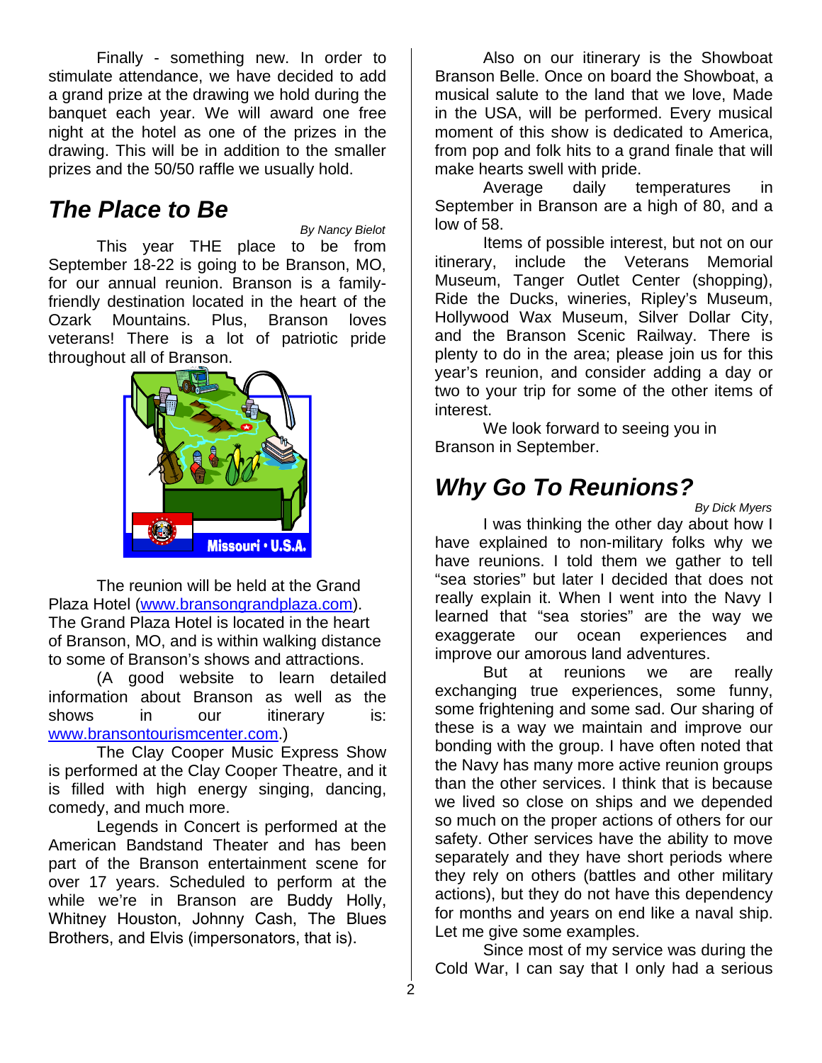Finally - something new. In order to stimulate attendance, we have decided to add a grand prize at the drawing we hold during the banquet each year. We will award one free night at the hotel as one of the prizes in the drawing. This will be in addition to the smaller prizes and the 50/50 raffle we usually hold.

## *The Place to Be*

*By Nancy Bielot*

This year THE place to be from September 18-22 is going to be Branson, MO, for our annual reunion. Branson is a family-friendly destination located in the heart of the Ozark Mountains. Plus, Branson loves veterans! There is a lot of patriotic pride throughout all of Branson.

The reunion will be held at the Grand Plaza Hotel (www.bransongrandplaza.com). The Grand Plaza Hotel is located in the heart of Branson, MO, and is within walking distance to some of Branson's shows and attractions.

(A good website to learn detailed information about Branson as well as the shows in our itinerary is: www.bransontourismcenter.com.)

The Clay Cooper Music Express Show is performed at the Clay Cooper Theatre, and it is filled with high energy singing, dancing, comedy, and much more.

Legends in Concert is performed at the American Bandstand Theater and has been part of the Branson entertainment scene for over 17 years. Scheduled to perform at the while we're in Branson are Buddy Holly, Whitney Houston, Johnny Cash, The Blues Brothers, and Elvis (impersonators, that is).

Also on our itinerary is the Showboat Branson Belle. Once on board the Showboat, a musical salute to the land that we love, Made in the USA, will be performed. Every musical moment of this show is dedicated to America, from pop and folk hits to a grand finale that will make hearts swell with pride.

Average daily temperatures in September in Branson are a high of 80, and a low of 58.

Items of possible interest, but not on our itinerary, include the Veterans Memorial Museum, Tanger Outlet Center (shopping), Ride the Ducks, wineries, Ripley's Museum, Hollywood Wax Museum, Silver Dollar City, and the Branson Scenic Railway. There is plenty to do in the area; please join us for this year's reunion, and consider adding a day or two to your trip for some of the other items of interest.

We look forward to seeing you in Branson in September.

## *Why Go To Reunions?*

*By Dick Myers*

I was thinking the other day about how I have explained to non-military folks why we have reunions. I told them we gather to tell "sea stories" but later I decided that does not really explain it. When I went into the Navy I learned that "sea stories" are the way we exaggerate our ocean experiences and improve our amorous land adventures.

But at reunions we are really exchanging true experiences, some funny, some frightening and some sad. Our sharing of these is a way we maintain and improve our bonding with the group. I have often noted that the Navy has many more active reunion groups than the other services. I think that is because we lived so close on ships and we depended so much on the proper actions of others for our safety. Other services have the ability to move separately and they have short periods where they rely on others (battles and other military actions), but they do not have this dependency for months and years on end like a naval ship. Let me give some examples.

Since most of my service was during the Cold War, I can say that I only had a serious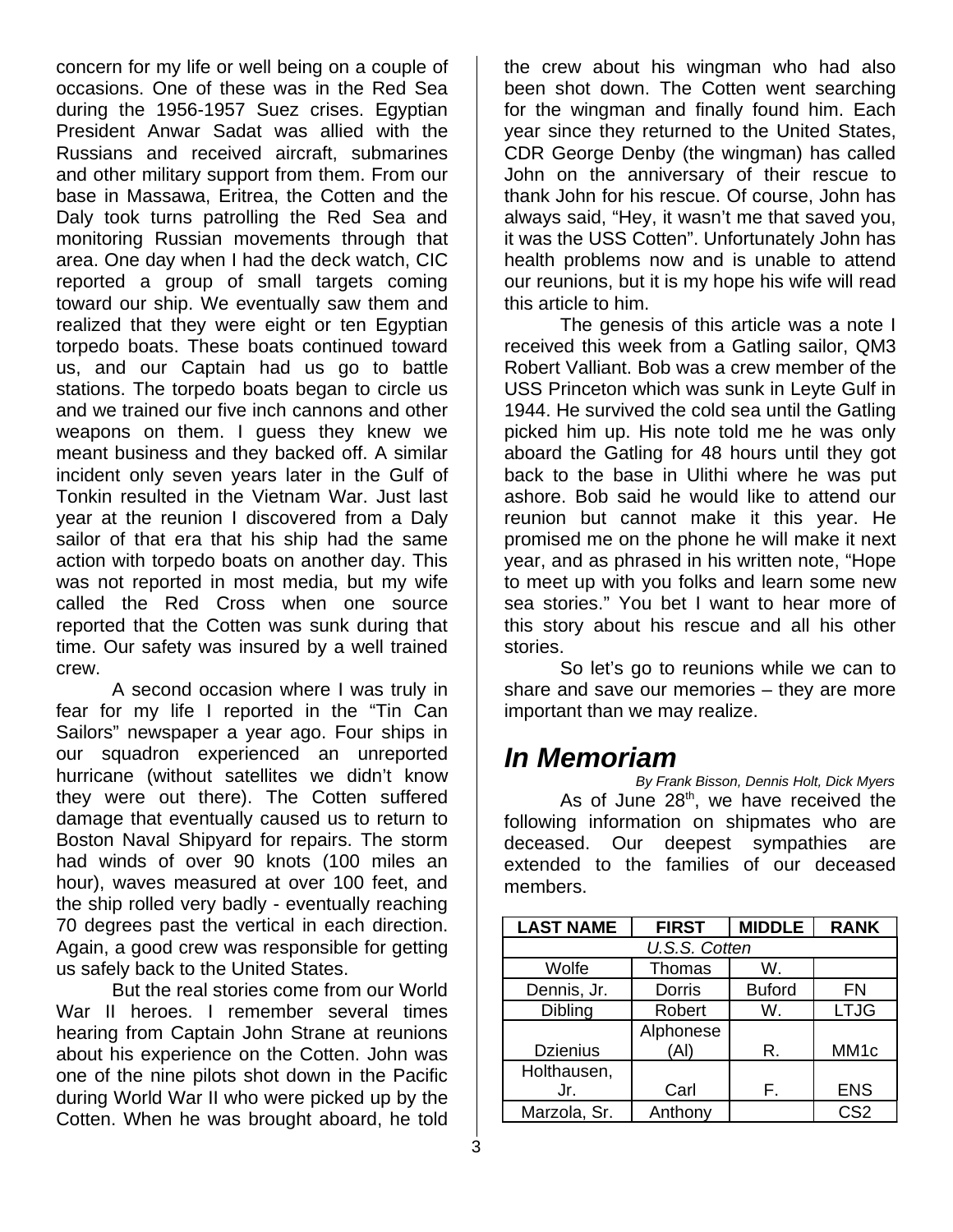concern for my life or well being on a couple of occasions. One of these was in the Red Sea during the 1956-1957 Suez crises. Egyptian President Anwar Sadat was allied with the Russians and received aircraft, submarines and other military support from them. From our base in Massawa, Eritrea, the Cotten and the Daly took turns patrolling the Red Sea and monitoring Russian movements through that area. One day when I had the deck watch, CIC reported a group of small targets coming toward our ship. We eventually saw them and realized that they were eight or ten Egyptian torpedo boats. These boats continued toward us, and our Captain had us go to battle stations. The torpedo boats began to circle us and we trained our five inch cannons and other weapons on them. I guess they knew we meant business and they backed off. A similar incident only seven years later in the Gulf of Tonkin resulted in the Vietnam War. Just last year at the reunion I discovered from a Daly sailor of that era that his ship had the same action with torpedo boats on another day. This was not reported in most media, but my wife called the Red Cross when one source reported that the Cotten was sunk during that time. Our safety was insured by a well trained crew.

A second occasion where I was truly in fear for my life I reported in the "Tin Can Sailors" newspaper a year ago. Four ships in our squadron experienced an unreported hurricane (without satellites we didn't know they were out there). The Cotten suffered damage that eventually caused us to return to Boston Naval Shipyard for repairs. The storm had winds of over 90 knots (100 miles an hour), waves measured at over 100 feet, and the ship rolled very badly - eventually reaching 70 degrees past the vertical in each direction. Again, a good crew was responsible for getting us safely back to the United States.

But the real stories come from our World War II heroes. I remember several times hearing from Captain John Strane at reunions about his experience on the Cotten. John was one of the nine pilots shot down in the Pacific during World War II who were picked up by the Cotten. When he was brought aboard, he told the crew about his wingman who had also been shot down. The Cotten went searching for the wingman and finally found him. Each year since they returned to the United States, CDR George Denby (the wingman) has called John on the anniversary of their rescue to thank John for his rescue. Of course, John has always said, "Hey, it wasn't me that saved you, it was the USS Cotten". Unfortunately John has health problems now and is unable to attend our reunions, but it is my hope his wife will read this article to him.

The genesis of this article was a note I received this week from a Gatling sailor, QM3 Robert Valliant. Bob was a crew member of the USS Princeton which was sunk in Leyte Gulf in 1944. He survived the cold sea until the Gatling picked him up. His note told me he was only aboard the Gatling for 48 hours until they got back to the base in Ulithi where he was put ashore. Bob said he would like to attend our reunion but cannot make it this year. He promised me on the phone he will make it next year, and as phrased in his written note, "Hope to meet up with you folks and learn some new sea stories." You bet I want to hear more of this story about his rescue and all his other stories.

So let's go to reunions while we can to share and save our memories – they are more important than we may realize.

## *In Memoriam*

*By Frank Bisson, Dennis Holt, Dick Myers*

As of June 28th, we have received the following information on shipmates who are deceased. Our deepest sympathies are extended to the families of our deceased members.

| LAST NAME | FIRST | MIDDLE | RANK |
|---|---|---|---|
| *U.S.S. Cotten* | | | |
| Wolfe | Thomas | W. | |
| Dennis, Jr. | Dorris | Buford | FN |
| Dibling | Robert | W. | LTJG |
| Dzienius | Alphonese (Al) | R. | MM1c |
| Holthausen, Jr. | Carl | F. | ENS |
| Marzola, Sr. | Anthony | | CS2 |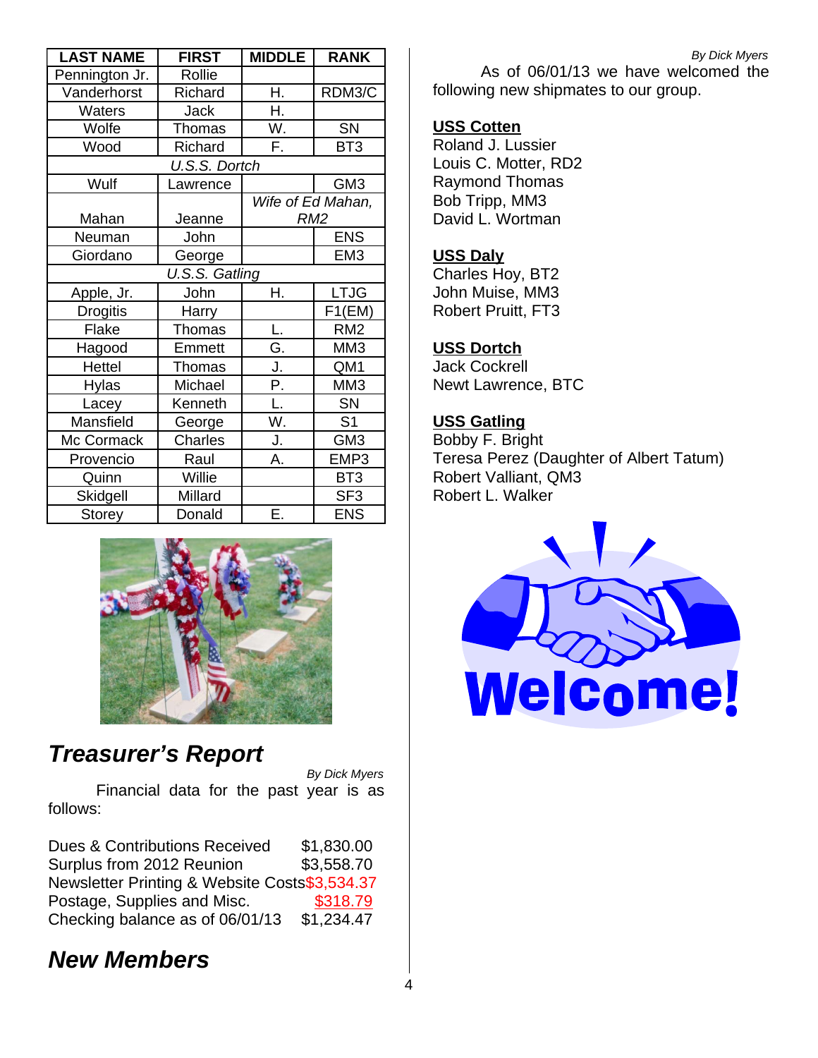| LAST NAME | FIRST | MIDDLE | RANK |
|---|---|---|---|
| Pennington Jr. | Rollie | | |
| Vanderhorst | Richard | H. | RDM3/C |
| Waters | Jack | H. | |
| Wolfe | Thomas | W. | SN |
| Wood | Richard | F. | BT3 |
| *U.S.S. Dortch* | | | |
| Wulf | Lawrence | | GM3 |
| Mahan | Jeanne | *Wife of Ed Mahan, RM2* | |
| Neuman | John | | ENS |
| Giordano | George | | EM3 |
| *U.S.S. Gatling* | | | |
| Apple, Jr. | John | H. | LTJG |
| Drogitis | Harry | | F1(EM) |
| Flake | Thomas | L. | RM2 |
| Hagood | Emmett | G. | MM3 |
| Hettel | Thomas | J. | QM1 |
| Hylas | Michael | P. | MM3 |
| Lacey | Kenneth | L. | SN |
| Mansfield | George | W. | S1 |
| Mc Cormack | Charles | J. | GM3 |
| Provencio | Raul | A. | EMP3 |
| Quinn | Willie | | BT3 |
| Skidgell | Millard | | SF3 |
| Storey | Donald | E. | ENS |

## *Treasurer's Report*

*By Dick Myers*

Financial data for the past year is as follows:

| | |
|---|---|
| Dues & Contributions Received | $1,830.00 |
| Surplus from 2012 Reunion | $3,558.70 |
| Newsletter Printing & Website Costs | $3,534.37 |
| Postage, Supplies and Misc. | $318.79 |
| Checking balance as of 06/01/13 | $1,234.47 |

## *New Members*

*By Dick Myers*

As of 06/01/13 we have welcomed the following new shipmates to our group.

**USS Cotten**
Roland J. Lussier
Louis C. Motter, RD2
Raymond Thomas
Bob Tripp, MM3
David L. Wortman

**USS Daly**
Charles Hoy, BT2
John Muise, MM3
Robert Pruitt, FT3

**USS Dortch**
Jack Cockrell
Newt Lawrence, BTC

**USS Gatling**
Bobby F. Bright
Teresa Perez (Daughter of Albert Tatum)
Robert Valliant, QM3
Robert L. Walker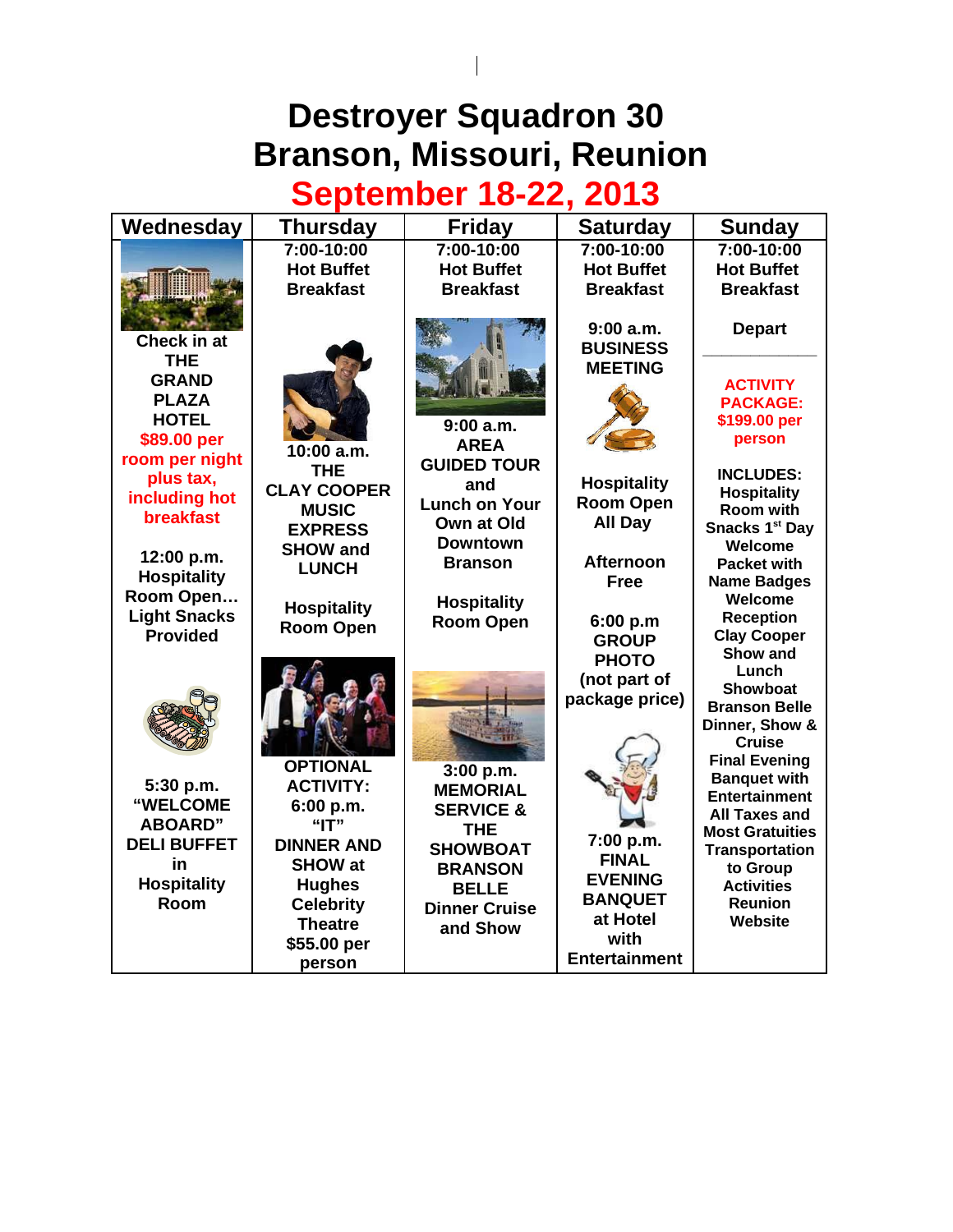# Destroyer Squadron 30
# Branson, Missouri, Reunion
## September 18-22, 2013

| Wednesday | Thursday | Friday | Saturday | Sunday |
|---|---|---|---|---|
| Check in at THE GRAND PLAZA HOTEL<br>$89.00 per room per night plus tax, including hot breakfast<br><br>12:00 p.m. Hospitality Room Open… Light Snacks Provided<br><br>5:30 p.m. “WELCOME ABOARD” DELI BUFFET in Hospitality Room | 7:00-10:00 Hot Buffet Breakfast<br><br>10:00 a.m. THE CLAY COOPER MUSIC EXPRESS SHOW and LUNCH<br><br>Hospitality Room Open<br><br>OPTIONAL ACTIVITY: 6:00 p.m. “IT” DINNER AND SHOW at Hughes Celebrity Theatre $55.00 per person | 7:00-10:00 Hot Buffet Breakfast<br><br>9:00 a.m. AREA GUIDED TOUR and Lunch on Your Own at Old Downtown Branson<br><br>Hospitality Room Open<br><br>3:00 p.m. MEMORIAL SERVICE & THE SHOWBOAT BRANSON BELLE Dinner Cruise and Show | 7:00-10:00 Hot Buffet Breakfast<br><br>9:00 a.m. BUSINESS MEETING<br><br>Hospitality Room Open All Day<br><br>Afternoon Free<br><br>6:00 p.m GROUP PHOTO (not part of package price)<br><br>7:00 p.m. FINAL EVENING BANQUET at Hotel with Entertainment | 7:00-10:00 Hot Buffet Breakfast<br><br>Depart<br><br>ACTIVITY PACKAGE: $199.00 per person<br><br>INCLUDES: Hospitality Room with Snacks 1st Day Welcome Packet with Name Badges Welcome Reception Clay Cooper Show and Lunch Showboat Branson Belle Dinner, Show & Cruise Final Evening Banquet with Entertainment All Taxes and Most Gratuities Transportation to Group Activities Reunion Website |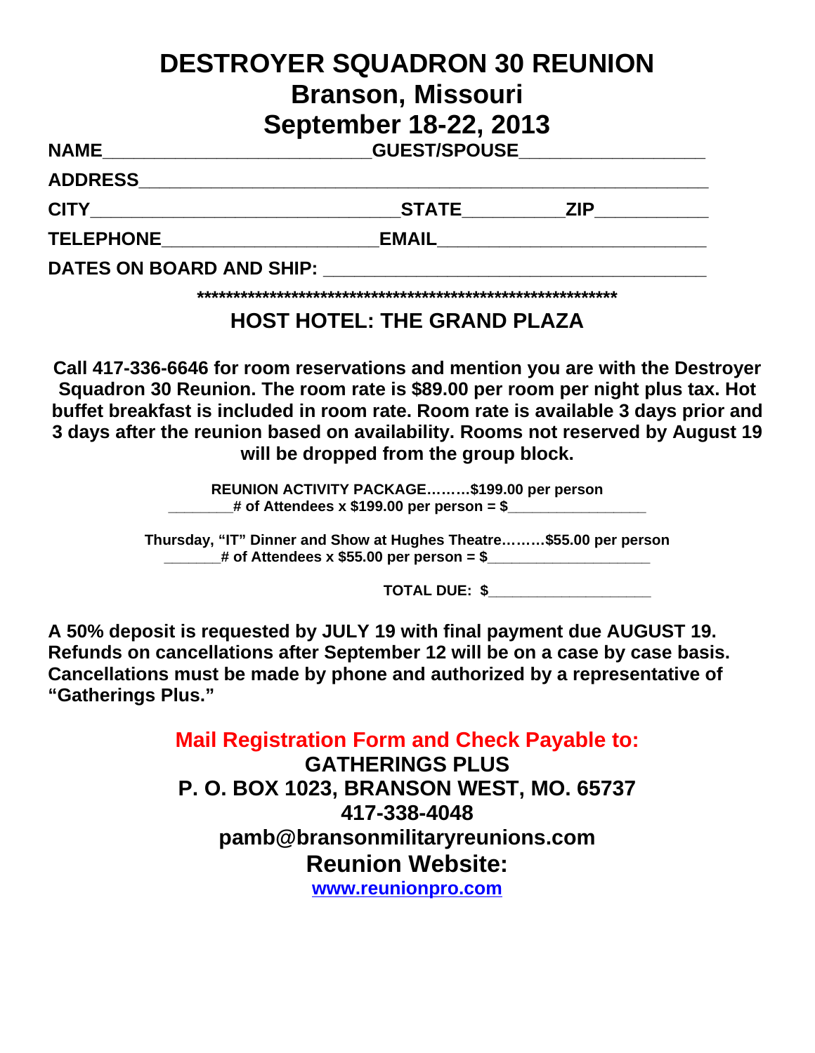# DESTROYER SQUADRON 30 REUNION
## Branson, Missouri
## September 18-22, 2013

**NAME**_________________________**GUEST/SPOUSE**_________________

**ADDRESS**_____________________________________________________

**CITY**_____________________________**STATE**__________**ZIP**___________

**TELEPHONE**____________________**EMAIL**_________________________

**DATES ON BOARD AND SHIP:** ____________________________________

\*\*\*\*\*\*\*\*\*\*\*\*\*\*\*\*\*\*\*\*\*\*\*\*\*\*\*\*\*\*\*\*\*\*\*\*\*\*\*\*\*\*\*\*\*\*\*\*\*\*\*\*\*\*\*\*\*\*\*\*

## HOST HOTEL: THE GRAND PLAZA

**Call 417-336-6646 for room reservations and mention you are with the Destroyer Squadron 30 Reunion. The room rate is $89.00 per room per night plus tax. Hot buffet breakfast is included in room rate. Room rate is available 3 days prior and 3 days after the reunion based on availability. Rooms not reserved by August 19 will be dropped from the group block.**

**REUNION ACTIVITY PACKAGE………$199.00 per person**
**________# of Attendees x $199.00 per person = $________________**

**Thursday, "IT" Dinner and Show at Hughes Theatre………$55.00 per person**
**_______# of Attendees x $55.00 per person = $___________________**

**TOTAL DUE: $___________________**

**A 50% deposit is requested by JULY 19 with final payment due AUGUST 19. Refunds on cancellations after September 12 will be on a case by case basis. Cancellations must be made by phone and authorized by a representative of "Gatherings Plus."**

**Mail Registration Form and Check Payable to:**
**GATHERINGS PLUS**
**P. O. BOX 1023, BRANSON WEST, MO. 65737**
**417-338-4048**
**pamb@bransonmilitaryreunions.com**
**Reunion Website:**
**www.reunionpro.com**